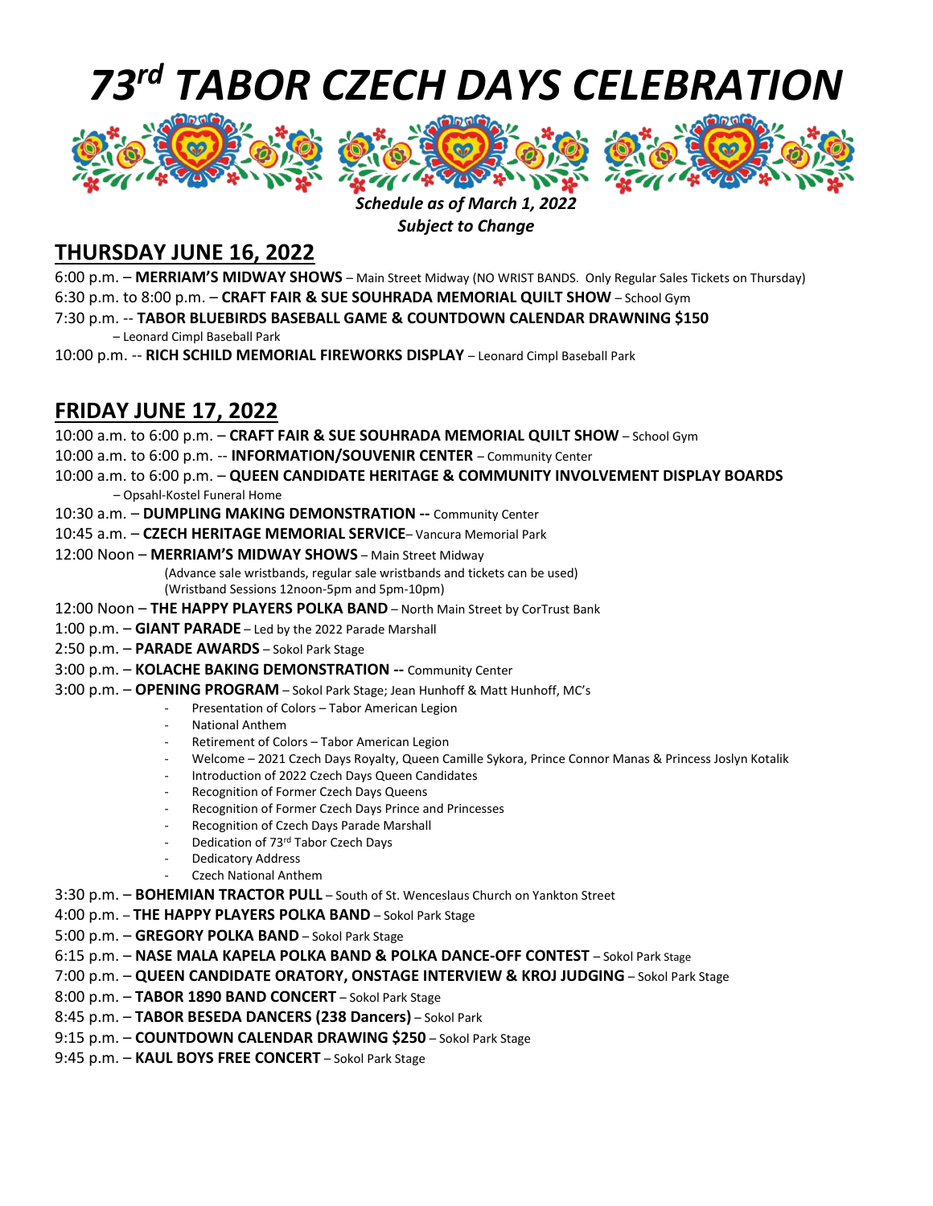# 73rd TABOR CZECH DAYS CELEBRATION

***Schedule as of March 1, 2022***
***Subject to Change***

## THURSDAY JUNE 16, 2022

6:00 p.m. – **MERRIAM'S MIDWAY SHOWS** – Main Street Midway (NO WRIST BANDS. Only Regular Sales Tickets on Thursday)
6:30 p.m. to 8:00 p.m. – **CRAFT FAIR & SUE SOUHRADA MEMORIAL QUILT SHOW** – School Gym
7:30 p.m. -- **TABOR BLUEBIRDS BASEBALL GAME & COUNTDOWN CALENDAR DRAWNING $150**
– Leonard Cimpl Baseball Park
10:00 p.m. -- **RICH SCHILD MEMORIAL FIREWORKS DISPLAY** – Leonard Cimpl Baseball Park

## FRIDAY JUNE 17, 2022

10:00 a.m. to 6:00 p.m. – **CRAFT FAIR & SUE SOUHRADA MEMORIAL QUILT SHOW** – School Gym
10:00 a.m. to 6:00 p.m. -- **INFORMATION/SOUVENIR CENTER** – Community Center
10:00 a.m. to 6:00 p.m. – **QUEEN CANDIDATE HERITAGE & COMMUNITY INVOLVEMENT DISPLAY BOARDS**
– Opsahl-Kostel Funeral Home
10:30 a.m. – **DUMPLING MAKING DEMONSTRATION --** Community Center
10:45 a.m. – **CZECH HERITAGE MEMORIAL SERVICE**– Vancura Memorial Park
12:00 Noon – **MERRIAM'S MIDWAY SHOWS** – Main Street Midway
(Advance sale wristbands, regular sale wristbands and tickets can be used)
(Wristband Sessions 12noon-5pm and 5pm-10pm)
12:00 Noon – **THE HAPPY PLAYERS POLKA BAND** – North Main Street by CorTrust Bank
1:00 p.m. – **GIANT PARADE** – Led by the 2022 Parade Marshall
2:50 p.m. – **PARADE AWARDS** – Sokol Park Stage
3:00 p.m. – **KOLACHE BAKING DEMONSTRATION --** Community Center
3:00 p.m. – **OPENING PROGRAM** – Sokol Park Stage; Jean Hunhoff & Matt Hunhoff, MC's

- Presentation of Colors – Tabor American Legion
- National Anthem
- Retirement of Colors – Tabor American Legion
- Welcome – 2021 Czech Days Royalty, Queen Camille Sykora, Prince Connor Manas & Princess Joslyn Kotalik
- Introduction of 2022 Czech Days Queen Candidates
- Recognition of Former Czech Days Queens
- Recognition of Former Czech Days Prince and Princesses
- Recognition of Czech Days Parade Marshall
- Dedication of 73rd Tabor Czech Days
- Dedicatory Address
- Czech National Anthem

3:30 p.m. – **BOHEMIAN TRACTOR PULL** – South of St. Wenceslaus Church on Yankton Street
4:00 p.m. – **THE HAPPY PLAYERS POLKA BAND** – Sokol Park Stage
5:00 p.m. – **GREGORY POLKA BAND** – Sokol Park Stage
6:15 p.m. – **NASE MALA KAPELA POLKA BAND & POLKA DANCE-OFF CONTEST** – Sokol Park Stage
7:00 p.m. – **QUEEN CANDIDATE ORATORY, ONSTAGE INTERVIEW & KROJ JUDGING** – Sokol Park Stage
8:00 p.m. – **TABOR 1890 BAND CONCERT** – Sokol Park Stage
8:45 p.m. – **TABOR BESEDA DANCERS (238 Dancers)** – Sokol Park
9:15 p.m. – **COUNTDOWN CALENDAR DRAWING $250** – Sokol Park Stage
9:45 p.m. – **KAUL BOYS FREE CONCERT** – Sokol Park Stage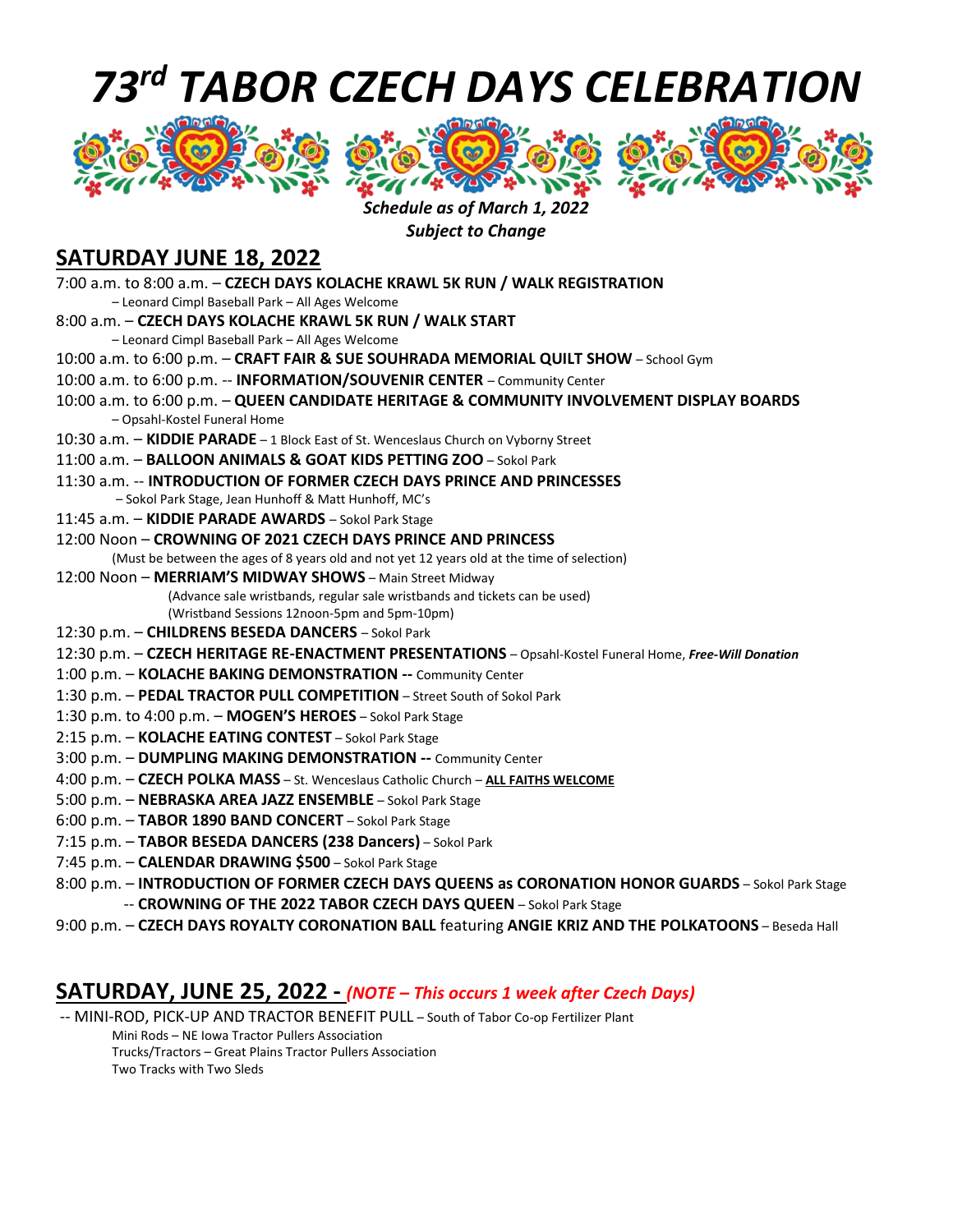# *73rd TABOR CZECH DAYS CELEBRATION*

***Schedule as of March 1, 2022***
***Subject to Change***

## SATURDAY JUNE 18, 2022

7:00 a.m. to 8:00 a.m. – **CZECH DAYS KOLACHE KRAWL 5K RUN / WALK REGISTRATION**
– Leonard Cimpl Baseball Park – All Ages Welcome

8:00 a.m. – **CZECH DAYS KOLACHE KRAWL 5K RUN / WALK START**
– Leonard Cimpl Baseball Park – All Ages Welcome

10:00 a.m. to 6:00 p.m. – **CRAFT FAIR & SUE SOUHRADA MEMORIAL QUILT SHOW** – School Gym

10:00 a.m. to 6:00 p.m. -- **INFORMATION/SOUVENIR CENTER** – Community Center

10:00 a.m. to 6:00 p.m. – **QUEEN CANDIDATE HERITAGE & COMMUNITY INVOLVEMENT DISPLAY BOARDS**
– Opsahl-Kostel Funeral Home

10:30 a.m. – **KIDDIE PARADE** – 1 Block East of St. Wenceslaus Church on Vyborny Street

11:00 a.m. – **BALLOON ANIMALS & GOAT KIDS PETTING ZOO** – Sokol Park

11:30 a.m. -- **INTRODUCTION OF FORMER CZECH DAYS PRINCE AND PRINCESSES**
– Sokol Park Stage, Jean Hunhoff & Matt Hunhoff, MC's

11:45 a.m. – **KIDDIE PARADE AWARDS** – Sokol Park Stage

12:00 Noon – **CROWNING OF 2021 CZECH DAYS PRINCE AND PRINCESS**
(Must be between the ages of 8 years old and not yet 12 years old at the time of selection)

12:00 Noon – **MERRIAM'S MIDWAY SHOWS** – Main Street Midway
(Advance sale wristbands, regular sale wristbands and tickets can be used)
(Wristband Sessions 12noon-5pm and 5pm-10pm)

12:30 p.m. – **CHILDRENS BESEDA DANCERS** – Sokol Park

12:30 p.m. – **CZECH HERITAGE RE-ENACTMENT PRESENTATIONS** – Opsahl-Kostel Funeral Home, ***Free-Will Donation***

1:00 p.m. – **KOLACHE BAKING DEMONSTRATION --** Community Center

1:30 p.m. – **PEDAL TRACTOR PULL COMPETITION** – Street South of Sokol Park

1:30 p.m. to 4:00 p.m. – **MOGEN'S HEROES** – Sokol Park Stage

2:15 p.m. – **KOLACHE EATING CONTEST** – Sokol Park Stage

3:00 p.m. – **DUMPLING MAKING DEMONSTRATION --** Community Center

4:00 p.m. – **CZECH POLKA MASS** – St. Wenceslaus Catholic Church – **ALL FAITHS WELCOME**

5:00 p.m. – **NEBRASKA AREA JAZZ ENSEMBLE** – Sokol Park Stage

6:00 p.m. – **TABOR 1890 BAND CONCERT** – Sokol Park Stage

7:15 p.m. – **TABOR BESEDA DANCERS (238 Dancers)** – Sokol Park

7:45 p.m. – **CALENDAR DRAWING $500** – Sokol Park Stage

8:00 p.m. – **INTRODUCTION OF FORMER CZECH DAYS QUEENS as CORONATION HONOR GUARDS** – Sokol Park Stage
-- **CROWNING OF THE 2022 TABOR CZECH DAYS QUEEN** – Sokol Park Stage

9:00 p.m. – **CZECH DAYS ROYALTY CORONATION BALL** featuring **ANGIE KRIZ AND THE POLKATOONS** – Beseda Hall

## SATURDAY, JUNE 25, 2022 - *(NOTE – This occurs 1 week after Czech Days)*

-- MINI-ROD, PICK-UP AND TRACTOR BENEFIT PULL – South of Tabor Co-op Fertilizer Plant
Mini Rods – NE Iowa Tractor Pullers Association
Trucks/Tractors – Great Plains Tractor Pullers Association
Two Tracks with Two Sleds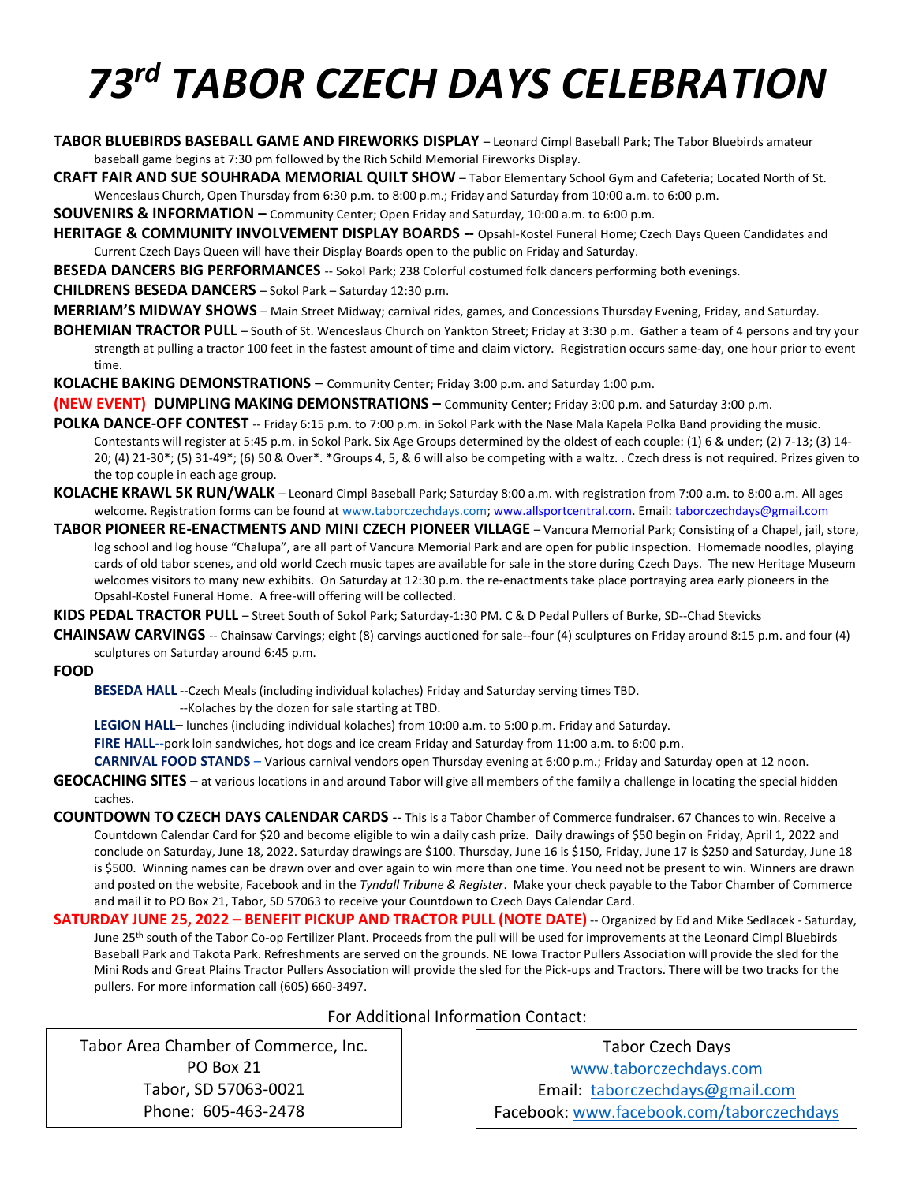# 73rd TABOR CZECH DAYS CELEBRATION

**TABOR BLUEBIRDS BASEBALL GAME AND FIREWORKS DISPLAY** – Leonard Cimpl Baseball Park; The Tabor Bluebirds amateur baseball game begins at 7:30 pm followed by the Rich Schild Memorial Fireworks Display.

**CRAFT FAIR AND SUE SOUHRADA MEMORIAL QUILT SHOW** – Tabor Elementary School Gym and Cafeteria; Located North of St. Wenceslaus Church, Open Thursday from 6:30 p.m. to 8:00 p.m.; Friday and Saturday from 10:00 a.m. to 6:00 p.m.

**SOUVENIRS & INFORMATION** – Community Center; Open Friday and Saturday, 10:00 a.m. to 6:00 p.m.

**HERITAGE & COMMUNITY INVOLVEMENT DISPLAY BOARDS** -- Opsahl-Kostel Funeral Home; Czech Days Queen Candidates and Current Czech Days Queen will have their Display Boards open to the public on Friday and Saturday.

**BESEDA DANCERS BIG PERFORMANCES** -- Sokol Park; 238 Colorful costumed folk dancers performing both evenings.

**CHILDRENS BESEDA DANCERS** – Sokol Park – Saturday 12:30 p.m.

**MERRIAM'S MIDWAY SHOWS** – Main Street Midway; carnival rides, games, and Concessions Thursday Evening, Friday, and Saturday.

**BOHEMIAN TRACTOR PULL** – South of St. Wenceslaus Church on Yankton Street; Friday at 3:30 p.m. Gather a team of 4 persons and try your strength at pulling a tractor 100 feet in the fastest amount of time and claim victory. Registration occurs same-day, one hour prior to event time.

**KOLACHE BAKING DEMONSTRATIONS** – Community Center; Friday 3:00 p.m. and Saturday 1:00 p.m.

**(NEW EVENT) DUMPLING MAKING DEMONSTRATIONS** – Community Center; Friday 3:00 p.m. and Saturday 3:00 p.m.

**POLKA DANCE-OFF CONTEST** -- Friday 6:15 p.m. to 7:00 p.m. in Sokol Park with the Nase Mala Kapela Polka Band providing the music. Contestants will register at 5:45 p.m. in Sokol Park. Six Age Groups determined by the oldest of each couple: (1) 6 & under; (2) 7-13; (3) 14-20; (4) 21-30*; (5) 31-49*; (6) 50 & Over*. *Groups 4, 5, & 6 will also be competing with a waltz. . Czech dress is not required. Prizes given to the top couple in each age group.

**KOLACHE KRAWL 5K RUN/WALK** – Leonard Cimpl Baseball Park; Saturday 8:00 a.m. with registration from 7:00 a.m. to 8:00 a.m. All ages welcome. Registration forms can be found at www.taborczechdays.com; www.allsportcentral.com. Email: taborczechdays@gmail.com

**TABOR PIONEER RE-ENACTMENTS AND MINI CZECH PIONEER VILLAGE** – Vancura Memorial Park; Consisting of a Chapel, jail, store, log school and log house "Chalupa", are all part of Vancura Memorial Park and are open for public inspection. Homemade noodles, playing cards of old tabor scenes, and old world Czech music tapes are available for sale in the store during Czech Days. The new Heritage Museum welcomes visitors to many new exhibits. On Saturday at 12:30 p.m. the re-enactments take place portraying area early pioneers in the Opsahl-Kostel Funeral Home. A free-will offering will be collected.

**KIDS PEDAL TRACTOR PULL** – Street South of Sokol Park; Saturday-1:30 PM. C & D Pedal Pullers of Burke, SD--Chad Stevicks

**CHAINSAW CARVINGS** -- Chainsaw Carvings; eight (8) carvings auctioned for sale--four (4) sculptures on Friday around 8:15 p.m. and four (4) sculptures on Saturday around 6:45 p.m.

**FOOD**

- **BESEDA HALL** --Czech Meals (including individual kolaches) Friday and Saturday serving times TBD.
  --Kolaches by the dozen for sale starting at TBD.
- **LEGION HALL**– lunches (including individual kolaches) from 10:00 a.m. to 5:00 p.m. Friday and Saturday.
- **FIRE HALL**--pork loin sandwiches, hot dogs and ice cream Friday and Saturday from 11:00 a.m. to 6:00 p.m.
- **CARNIVAL FOOD STANDS** – Various carnival vendors open Thursday evening at 6:00 p.m.; Friday and Saturday open at 12 noon.

**GEOCACHING SITES** – at various locations in and around Tabor will give all members of the family a challenge in locating the special hidden caches.

**COUNTDOWN TO CZECH DAYS CALENDAR CARDS** -- This is a Tabor Chamber of Commerce fundraiser. 67 Chances to win. Receive a Countdown Calendar Card for $20 and become eligible to win a daily cash prize. Daily drawings of $50 begin on Friday, April 1, 2022 and conclude on Saturday, June 18, 2022. Saturday drawings are $100. Thursday, June 16 is $150, Friday, June 17 is $250 and Saturday, June 18 is $500. Winning names can be drawn over and over again to win more than one time. You need not be present to win. Winners are drawn and posted on the website, Facebook and in the *Tyndall Tribune & Register*. Make your check payable to the Tabor Chamber of Commerce and mail it to PO Box 21, Tabor, SD 57063 to receive your Countdown to Czech Days Calendar Card.

**SATURDAY JUNE 25, 2022 – BENEFIT PICKUP AND TRACTOR PULL (NOTE DATE)** -- Organized by Ed and Mike Sedlacek - Saturday, June 25th south of the Tabor Co-op Fertilizer Plant. Proceeds from the pull will be used for improvements at the Leonard Cimpl Bluebirds Baseball Park and Takota Park. Refreshments are served on the grounds. NE Iowa Tractor Pullers Association will provide the sled for the Mini Rods and Great Plains Tractor Pullers Association will provide the sled for the Pick-ups and Tractors. There will be two tracks for the pullers. For more information call (605) 660-3497.

For Additional Information Contact:

Tabor Area Chamber of Commerce, Inc.
PO Box 21
Tabor, SD 57063-0021
Phone: 605-463-2478

Tabor Czech Days
www.taborczechdays.com
Email: taborczechdays@gmail.com
Facebook: www.facebook.com/taborczechdays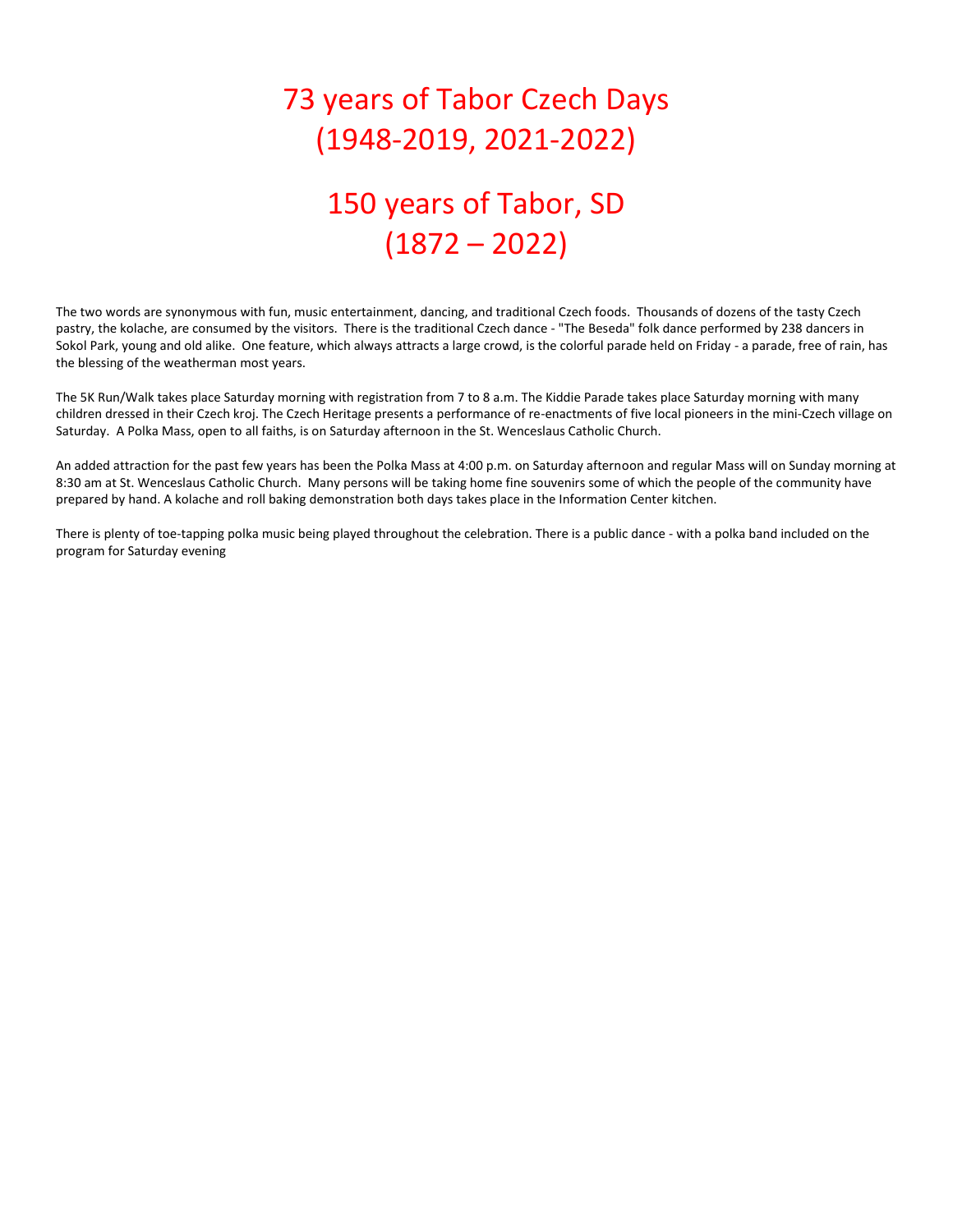# 73 years of Tabor Czech Days (1948-2019, 2021-2022)

# 150 years of Tabor, SD (1872 – 2022)

The two words are synonymous with fun, music entertainment, dancing, and traditional Czech foods. Thousands of dozens of the tasty Czech pastry, the kolache, are consumed by the visitors. There is the traditional Czech dance - "The Beseda" folk dance performed by 238 dancers in Sokol Park, young and old alike. One feature, which always attracts a large crowd, is the colorful parade held on Friday - a parade, free of rain, has the blessing of the weatherman most years.

The 5K Run/Walk takes place Saturday morning with registration from 7 to 8 a.m. The Kiddie Parade takes place Saturday morning with many children dressed in their Czech kroj. The Czech Heritage presents a performance of re-enactments of five local pioneers in the mini-Czech village on Saturday. A Polka Mass, open to all faiths, is on Saturday afternoon in the St. Wenceslaus Catholic Church.

An added attraction for the past few years has been the Polka Mass at 4:00 p.m. on Saturday afternoon and regular Mass will on Sunday morning at 8:30 am at St. Wenceslaus Catholic Church. Many persons will be taking home fine souvenirs some of which the people of the community have prepared by hand. A kolache and roll baking demonstration both days takes place in the Information Center kitchen.

There is plenty of toe-tapping polka music being played throughout the celebration. There is a public dance - with a polka band included on the program for Saturday evening